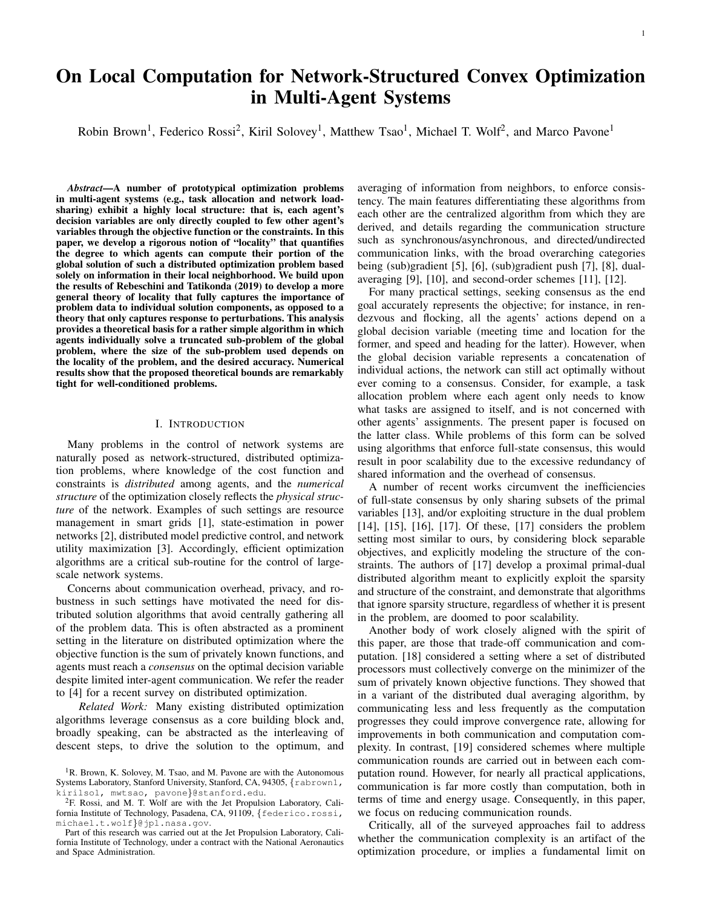# On Local Computation for Network-Structured Convex Optimization in Multi-Agent Systems

Robin Brown[1], Federico Rossi[2], Kiril Solovey[1], Matthew Tsao[1], Michael T. Wolf[2], and Marco Pavone[1]

***Abstract*—A number of prototypical optimization problems in multi-agent systems (e.g., task allocation and network load-sharing) exhibit a highly local structure: that is, each agent's decision variables are only directly coupled to few other agent's variables through the objective function or the constraints. In this paper, we develop a rigorous notion of "locality" that quantifies the degree to which agents can compute their portion of the global solution of such a distributed optimization problem based solely on information in their local neighborhood. We build upon the results of Rebeschini and Tatikonda (2019) to develop a more general theory of locality that fully captures the importance of problem data to individual solution components, as opposed to a theory that only captures response to perturbations. This analysis provides a theoretical basis for a rather simple algorithm in which agents individually solve a truncated sub-problem of the global problem, where the size of the sub-problem used depends on the locality of the problem, and the desired accuracy. Numerical results show that the proposed theoretical bounds are remarkably tight for well-conditioned problems.**

## I. Introduction

Many problems in the control of network systems are naturally posed as network-structured, distributed optimization problems, where knowledge of the cost function and constraints is *distributed* among agents, and the *numerical structure* of the optimization closely reflects the *physical structure* of the network. Examples of such settings are resource management in smart grids [1], state-estimation in power networks [2], distributed model predictive control, and network utility maximization [3]. Accordingly, efficient optimization algorithms are a critical sub-routine for the control of large-scale network systems.

Concerns about communication overhead, privacy, and robustness in such settings have motivated the need for distributed solution algorithms that avoid centrally gathering all of the problem data. This is often abstracted as a prominent setting in the literature on distributed optimization where the objective function is the sum of privately known functions, and agents must reach a *consensus* on the optimal decision variable despite limited inter-agent communication. We refer the reader to [4] for a recent survey on distributed optimization.

*Related Work:* Many existing distributed optimization algorithms leverage consensus as a core building block and, broadly speaking, can be abstracted as the interleaving of descent steps, to drive the solution to the optimum, and averaging of information from neighbors, to enforce consistency. The main features differentiating these algorithms from each other are the centralized algorithm from which they are derived, and details regarding the communication structure such as synchronous/asynchronous, and directed/undirected communication links, with the broad overarching categories being (sub)gradient [5], [6], (sub)gradient push [7], [8], dual-averaging [9], [10], and second-order schemes [11], [12].

For many practical settings, seeking consensus as the end goal accurately represents the objective; for instance, in rendezvous and flocking, all the agents' actions depend on a global decision variable (meeting time and location for the former, and speed and heading for the latter). However, when the global decision variable represents a concatenation of individual actions, the network can still act optimally without ever coming to a consensus. Consider, for example, a task allocation problem where each agent only needs to know what tasks are assigned to itself, and is not concerned with other agents' assignments. The present paper is focused on the latter class. While problems of this form can be solved using algorithms that enforce full-state consensus, this would result in poor scalability due to the excessive redundancy of shared information and the overhead of consensus.

A number of recent works circumvent the inefficiencies of full-state consensus by only sharing subsets of the primal variables [13], and/or exploiting structure in the dual problem [14], [15], [16], [17]. Of these, [17] considers the problem setting most similar to ours, by considering block separable objectives, and explicitly modeling the structure of the constraints. The authors of [17] develop a proximal primal-dual distributed algorithm meant to explicitly exploit the sparsity and structure of the constraint, and demonstrate that algorithms that ignore sparsity structure, regardless of whether it is present in the problem, are doomed to poor scalability.

Another body of work closely aligned with the spirit of this paper, are those that trade-off communication and computation. [18] considered a setting where a set of distributed processors must collectively converge on the minimizer of the sum of privately known objective functions. They showed that in a variant of the distributed dual averaging algorithm, by communicating less and less frequently as the computation progresses they could improve convergence rate, allowing for improvements in both communication and computation complexity. In contrast, [19] considered schemes where multiple communication rounds are carried out in between each computation round. However, for nearly all practical applications, communication is far more costly than computation, both in terms of time and energy usage. Consequently, in this paper, we focus on reducing communication rounds.

Critically, all of the surveyed approaches fail to address whether the communication complexity is an artifact of the optimization procedure, or implies a fundamental limit on

[1]R. Brown, K. Solovey, M. Tsao, and M. Pavone are with the Autonomous Systems Laboratory, Stanford University, Stanford, CA, 94305, {rabrown1, kirilsol, mwtsao, pavone}@stanford.edu.

[2]F. Rossi, and M. T. Wolf are with the Jet Propulsion Laboratory, California Institute of Technology, Pasadena, CA, 91109, {federico.rossi, michael.t.wolf}@jpl.nasa.gov.

Part of this research was carried out at the Jet Propulsion Laboratory, California Institute of Technology, under a contract with the National Aeronautics and Space Administration.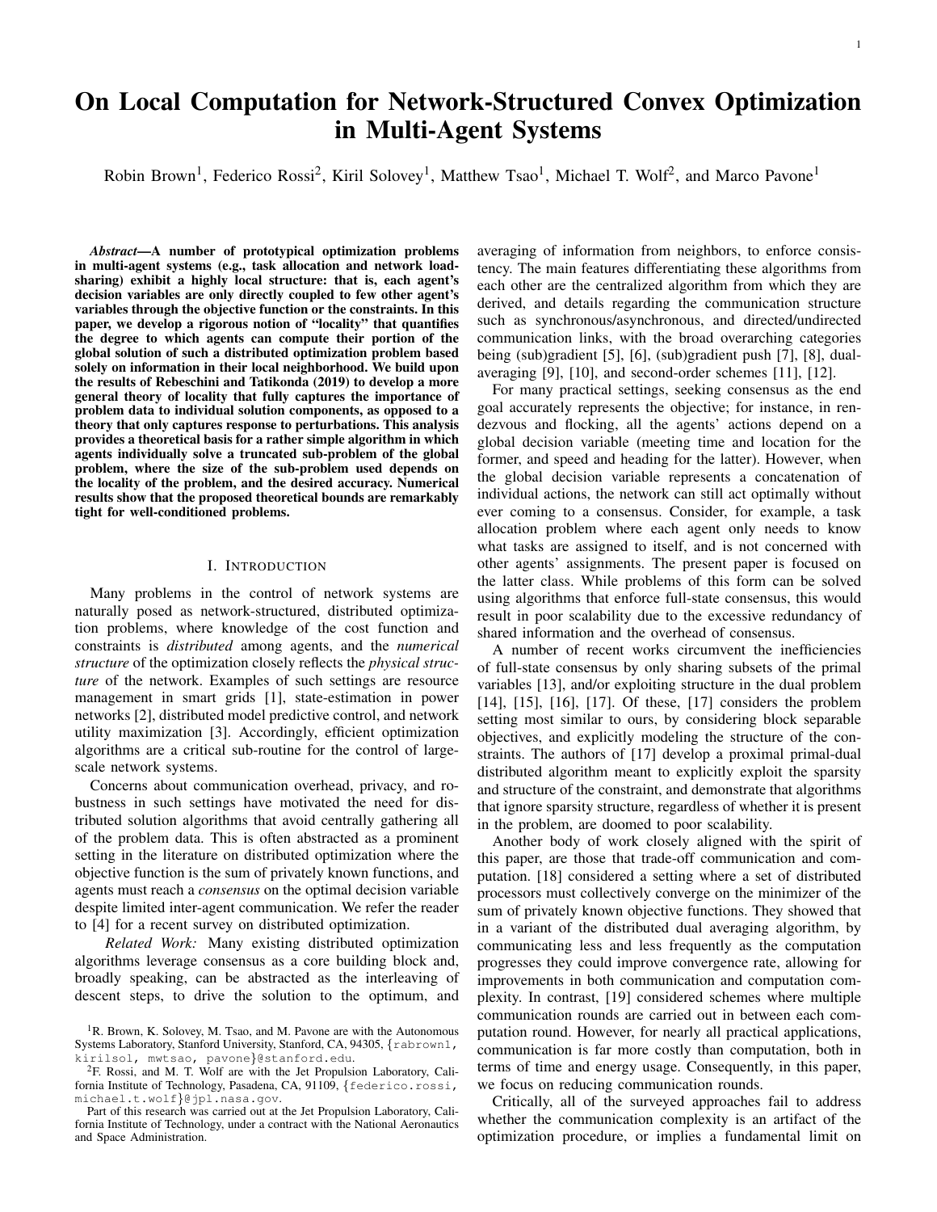# On Local Computation for Network-Structured Convex Optimization in Multi-Agent Systems

Robin Brown[1], Federico Rossi[2], Kiril Solovey[1], Matthew Tsao[1], Michael T. Wolf[2], and Marco Pavone[1]

***Abstract*—A number of prototypical optimization problems in multi-agent systems (e.g., task allocation and network load-sharing) exhibit a highly local structure: that is, each agent's decision variables are only directly coupled to few other agent's variables through the objective function or the constraints. In this paper, we develop a rigorous notion of "locality" that quantifies the degree to which agents can compute their portion of the global solution of such a distributed optimization problem based solely on information in their local neighborhood. We build upon the results of Rebeschini and Tatikonda (2019) to develop a more general theory of locality that fully captures the importance of problem data to individual solution components, as opposed to a theory that only captures response to perturbations. This analysis provides a theoretical basis for a rather simple algorithm in which agents individually solve a truncated sub-problem of the global problem, where the size of the sub-problem used depends on the locality of the problem, and the desired accuracy. Numerical results show that the proposed theoretical bounds are remarkably tight for well-conditioned problems.**

## I. Introduction

Many problems in the control of network systems are naturally posed as network-structured, distributed optimization problems, where knowledge of the cost function and constraints is *distributed* among agents, and the *numerical structure* of the optimization closely reflects the *physical structure* of the network. Examples of such settings are resource management in smart grids [1], state-estimation in power networks [2], distributed model predictive control, and network utility maximization [3]. Accordingly, efficient optimization algorithms are a critical sub-routine for the control of large-scale network systems.

Concerns about communication overhead, privacy, and robustness in such settings have motivated the need for distributed solution algorithms that avoid centrally gathering all of the problem data. This is often abstracted as a prominent setting in the literature on distributed optimization where the objective function is the sum of privately known functions, and agents must reach a *consensus* on the optimal decision variable despite limited inter-agent communication. We refer the reader to [4] for a recent survey on distributed optimization.

*Related Work:* Many existing distributed optimization algorithms leverage consensus as a core building block and, broadly speaking, can be abstracted as the interleaving of descent steps, to drive the solution to the optimum, and averaging of information from neighbors, to enforce consistency. The main features differentiating these algorithms from each other are the centralized algorithm from which they are derived, and details regarding the communication structure such as synchronous/asynchronous, and directed/undirected communication links, with the broad overarching categories being (sub)gradient [5], [6], (sub)gradient push [7], [8], dual-averaging [9], [10], and second-order schemes [11], [12].

For many practical settings, seeking consensus as the end goal accurately represents the objective; for instance, in rendezvous and flocking, all the agents' actions depend on a global decision variable (meeting time and location for the former, and speed and heading for the latter). However, when the global decision variable represents a concatenation of individual actions, the network can still act optimally without ever coming to a consensus. Consider, for example, a task allocation problem where each agent only needs to know what tasks are assigned to itself, and is not concerned with other agents' assignments. The present paper is focused on the latter class. While problems of this form can be solved using algorithms that enforce full-state consensus, this would result in poor scalability due to the excessive redundancy of shared information and the overhead of consensus.

A number of recent works circumvent the inefficiencies of full-state consensus by only sharing subsets of the primal variables [13], and/or exploiting structure in the dual problem [14], [15], [16], [17]. Of these, [17] considers the problem setting most similar to ours, by considering block separable objectives, and explicitly modeling the structure of the constraints. The authors of [17] develop a proximal primal-dual distributed algorithm meant to explicitly exploit the sparsity and structure of the constraint, and demonstrate that algorithms that ignore sparsity structure, regardless of whether it is present in the problem, are doomed to poor scalability.

Another body of work closely aligned with the spirit of this paper, are those that trade-off communication and computation. [18] considered a setting where a set of distributed processors must collectively converge on the minimizer of the sum of privately known objective functions. They showed that in a variant of the distributed dual averaging algorithm, by communicating less and less frequently as the computation progresses they could improve convergence rate, allowing for improvements in both communication and computation complexity. In contrast, [19] considered schemes where multiple communication rounds are carried out in between each computation round. However, for nearly all practical applications, communication is far more costly than computation, both in terms of time and energy usage. Consequently, in this paper, we focus on reducing communication rounds.

Critically, all of the surveyed approaches fail to address whether the communication complexity is an artifact of the optimization procedure, or implies a fundamental limit on

---

[1] R. Brown, K. Solovey, M. Tsao, and M. Pavone are with the Autonomous Systems Laboratory, Stanford University, Stanford, CA, 94305, {rabrown1, kirilsol, mwtsao, pavone}@stanford.edu.

[2] F. Rossi, and M. T. Wolf are with the Jet Propulsion Laboratory, California Institute of Technology, Pasadena, CA, 91109, {federico.rossi, michael.t.wolf}@jpl.nasa.gov.

Part of this research was carried out at the Jet Propulsion Laboratory, California Institute of Technology, under a contract with the National Aeronautics and Space Administration.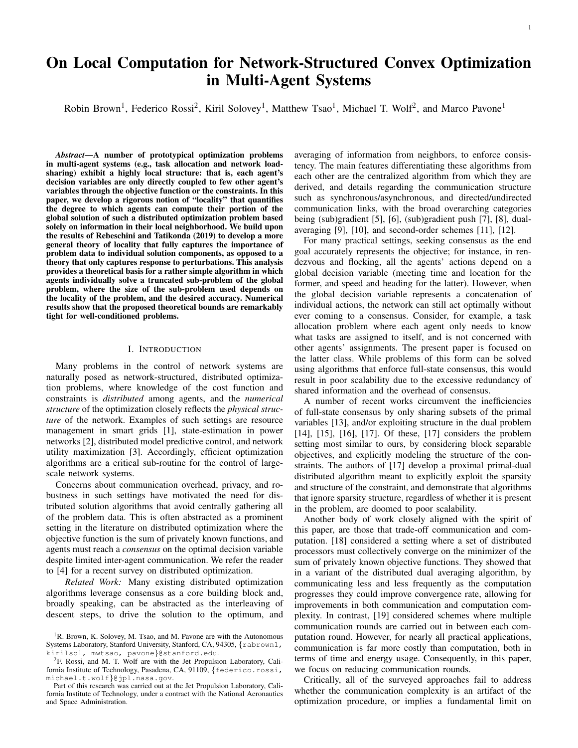# On Local Computation for Network-Structured Convex Optimization in Multi-Agent Systems

Robin Brown[1], Federico Rossi[2], Kiril Solovey[1], Matthew Tsao[1], Michael T. Wolf[2], and Marco Pavone[1]

***Abstract*—A number of prototypical optimization problems in multi-agent systems (e.g., task allocation and network load-sharing) exhibit a highly local structure: that is, each agent's decision variables are only directly coupled to few other agent's variables through the objective function or the constraints. In this paper, we develop a rigorous notion of "locality" that quantifies the degree to which agents can compute their portion of the global solution of such a distributed optimization problem based solely on information in their local neighborhood. We build upon the results of Rebeschini and Tatikonda (2019) to develop a more general theory of locality that fully captures the importance of problem data to individual solution components, as opposed to a theory that only captures response to perturbations. This analysis provides a theoretical basis for a rather simple algorithm in which agents individually solve a truncated sub-problem of the global problem, where the size of the sub-problem used depends on the locality of the problem, and the desired accuracy. Numerical results show that the proposed theoretical bounds are remarkably tight for well-conditioned problems.**

## I. Introduction

Many problems in the control of network systems are naturally posed as network-structured, distributed optimization problems, where knowledge of the cost function and constraints is *distributed* among agents, and the *numerical structure* of the optimization closely reflects the *physical structure* of the network. Examples of such settings are resource management in smart grids [1], state-estimation in power networks [2], distributed model predictive control, and network utility maximization [3]. Accordingly, efficient optimization algorithms are a critical sub-routine for the control of large-scale network systems.

Concerns about communication overhead, privacy, and robustness in such settings have motivated the need for distributed solution algorithms that avoid centrally gathering all of the problem data. This is often abstracted as a prominent setting in the literature on distributed optimization where the objective function is the sum of privately known functions, and agents must reach a *consensus* on the optimal decision variable despite limited inter-agent communication. We refer the reader to [4] for a recent survey on distributed optimization.

*Related Work:* Many existing distributed optimization algorithms leverage consensus as a core building block and, broadly speaking, can be abstracted as the interleaving of descent steps, to drive the solution to the optimum, and averaging of information from neighbors, to enforce consistency. The main features differentiating these algorithms from each other are the centralized algorithm from which they are derived, and details regarding the communication structure such as synchronous/asynchronous, and directed/undirected communication links, with the broad overarching categories being (sub)gradient [5], [6], (sub)gradient push [7], [8], dual-averaging [9], [10], and second-order schemes [11], [12].

For many practical settings, seeking consensus as the end goal accurately represents the objective; for instance, in rendezvous and flocking, all the agents' actions depend on a global decision variable (meeting time and location for the former, and speed and heading for the latter). However, when the global decision variable represents a concatenation of individual actions, the network can still act optimally without ever coming to a consensus. Consider, for example, a task allocation problem where each agent only needs to know what tasks are assigned to itself, and is not concerned with other agents' assignments. The present paper is focused on the latter class. While problems of this form can be solved using algorithms that enforce full-state consensus, this would result in poor scalability due to the excessive redundancy of shared information and the overhead of consensus.

A number of recent works circumvent the inefficiencies of full-state consensus by only sharing subsets of the primal variables [13], and/or exploiting structure in the dual problem [14], [15], [16], [17]. Of these, [17] considers the problem setting most similar to ours, by considering block separable objectives, and explicitly modeling the structure of the constraints. The authors of [17] develop a proximal primal-dual distributed algorithm meant to explicitly exploit the sparsity and structure of the constraint, and demonstrate that algorithms that ignore sparsity structure, regardless of whether it is present in the problem, are doomed to poor scalability.

Another body of work closely aligned with the spirit of this paper, are those that trade-off communication and computation. [18] considered a setting where a set of distributed processors must collectively converge on the minimizer of the sum of privately known objective functions. They showed that in a variant of the distributed dual averaging algorithm, by communicating less and less frequently as the computation progresses they could improve convergence rate, allowing for improvements in both communication and computation complexity. In contrast, [19] considered schemes where multiple communication rounds are carried out in between each computation round. However, for nearly all practical applications, communication is far more costly than computation, both in terms of time and energy usage. Consequently, in this paper, we focus on reducing communication rounds.

Critically, all of the surveyed approaches fail to address whether the communication complexity is an artifact of the optimization procedure, or implies a fundamental limit on

[1]R. Brown, K. Solovey, M. Tsao, and M. Pavone are with the Autonomous Systems Laboratory, Stanford University, Stanford, CA, 94305, {rabrown1, kirilsol, mwtsao, pavone}@stanford.edu.

[2]F. Rossi, and M. T. Wolf are with the Jet Propulsion Laboratory, California Institute of Technology, Pasadena, CA, 91109, {federico.rossi, michael.t.wolf}@jpl.nasa.gov.

Part of this research was carried out at the Jet Propulsion Laboratory, California Institute of Technology, under a contract with the National Aeronautics and Space Administration.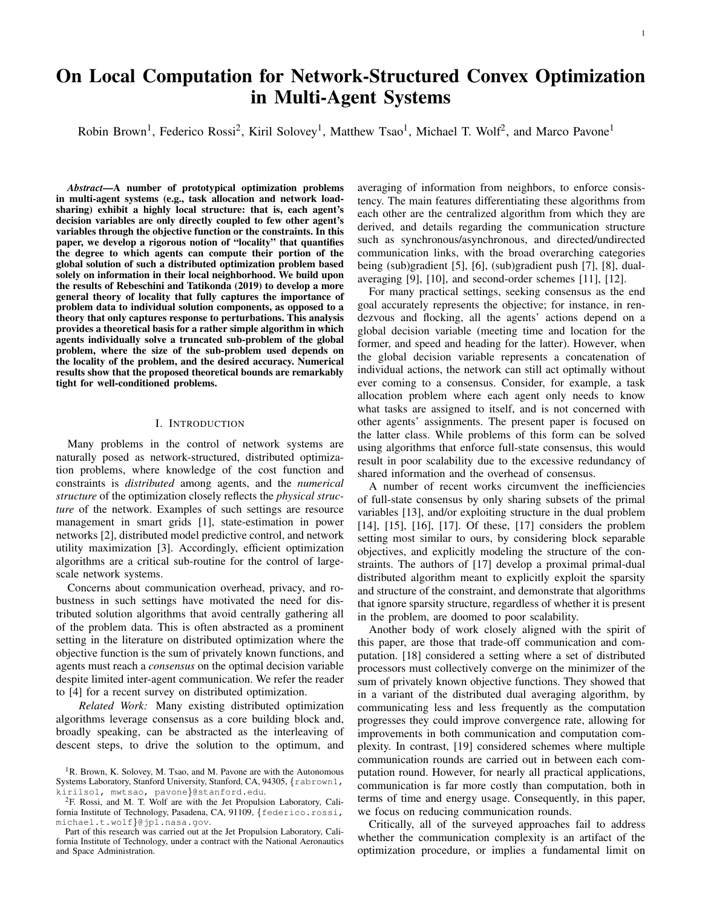# On Local Computation for Network-Structured Convex Optimization in Multi-Agent Systems

Robin Brown[1], Federico Rossi[2], Kiril Solovey[1], Matthew Tsao[1], Michael T. Wolf[2], and Marco Pavone[1]

***Abstract*—A number of prototypical optimization problems in multi-agent systems (e.g., task allocation and network load-sharing) exhibit a highly local structure: that is, each agent's decision variables are only directly coupled to few other agent's variables through the objective function or the constraints. In this paper, we develop a rigorous notion of "locality" that quantifies the degree to which agents can compute their portion of the global solution of such a distributed optimization problem based solely on information in their local neighborhood. We build upon the results of Rebeschini and Tatikonda (2019) to develop a more general theory of locality that fully captures the importance of problem data to individual solution components, as opposed to a theory that only captures response to perturbations. This analysis provides a theoretical basis for a rather simple algorithm in which agents individually solve a truncated sub-problem of the global problem, where the size of the sub-problem used depends on the locality of the problem, and the desired accuracy. Numerical results show that the proposed theoretical bounds are remarkably tight for well-conditioned problems.**

## I. Introduction

Many problems in the control of network systems are naturally posed as network-structured, distributed optimization problems, where knowledge of the cost function and constraints is *distributed* among agents, and the *numerical structure* of the optimization closely reflects the *physical structure* of the network. Examples of such settings are resource management in smart grids [1], state-estimation in power networks [2], distributed model predictive control, and network utility maximization [3]. Accordingly, efficient optimization algorithms are a critical sub-routine for the control of large-scale network systems.

Concerns about communication overhead, privacy, and robustness in such settings have motivated the need for distributed solution algorithms that avoid centrally gathering all of the problem data. This is often abstracted as a prominent setting in the literature on distributed optimization where the objective function is the sum of privately known functions, and agents must reach a *consensus* on the optimal decision variable despite limited inter-agent communication. We refer the reader to [4] for a recent survey on distributed optimization.

*Related Work:* Many existing distributed optimization algorithms leverage consensus as a core building block and, broadly speaking, can be abstracted as the interleaving of descent steps, to drive the solution to the optimum, and averaging of information from neighbors, to enforce consistency. The main features differentiating these algorithms from each other are the centralized algorithm from which they are derived, and details regarding the communication structure such as synchronous/asynchronous, and directed/undirected communication links, with the broad overarching categories being (sub)gradient [5], [6], (sub)gradient push [7], [8], dual-averaging [9], [10], and second-order schemes [11], [12].

For many practical settings, seeking consensus as the end goal accurately represents the objective; for instance, in rendezvous and flocking, all the agents' actions depend on a global decision variable (meeting time and location for the former, and speed and heading for the latter). However, when the global decision variable represents a concatenation of individual actions, the network can still act optimally without ever coming to a consensus. Consider, for example, a task allocation problem where each agent only needs to know what tasks are assigned to itself, and is not concerned with other agents' assignments. The present paper is focused on the latter class. While problems of this form can be solved using algorithms that enforce full-state consensus, this would result in poor scalability due to the excessive redundancy of shared information and the overhead of consensus.

A number of recent works circumvent the inefficiencies of full-state consensus by only sharing subsets of the primal variables [13], and/or exploiting structure in the dual problem [14], [15], [16], [17]. Of these, [17] considers the problem setting most similar to ours, by considering block separable objectives, and explicitly modeling the structure of the constraints. The authors of [17] develop a proximal primal-dual distributed algorithm meant to explicitly exploit the sparsity and structure of the constraint, and demonstrate that algorithms that ignore sparsity structure, regardless of whether it is present in the problem, are doomed to poor scalability.

Another body of work closely aligned with the spirit of this paper, are those that trade-off communication and computation. [18] considered a setting where a set of distributed processors must collectively converge on the minimizer of the sum of privately known objective functions. They showed that in a variant of the distributed dual averaging algorithm, by communicating less and less frequently as the computation progresses they could improve convergence rate, allowing for improvements in both communication and computation complexity. In contrast, [19] considered schemes where multiple communication rounds are carried out in between each computation round. However, for nearly all practical applications, communication is far more costly than computation, both in terms of time and energy usage. Consequently, in this paper, we focus on reducing communication rounds.

Critically, all of the surveyed approaches fail to address whether the communication complexity is an artifact of the optimization procedure, or implies a fundamental limit on

[1]R. Brown, K. Solovey, M. Tsao, and M. Pavone are with the Autonomous Systems Laboratory, Stanford University, Stanford, CA, 94305, {rabrown1, kirilsol, mwtsao, pavone}@stanford.edu.

[2]F. Rossi, and M. T. Wolf are with the Jet Propulsion Laboratory, California Institute of Technology, Pasadena, CA, 91109, {federico.rossi, michael.t.wolf}@jpl.nasa.gov.

Part of this research was carried out at the Jet Propulsion Laboratory, California Institute of Technology, under a contract with the National Aeronautics and Space Administration.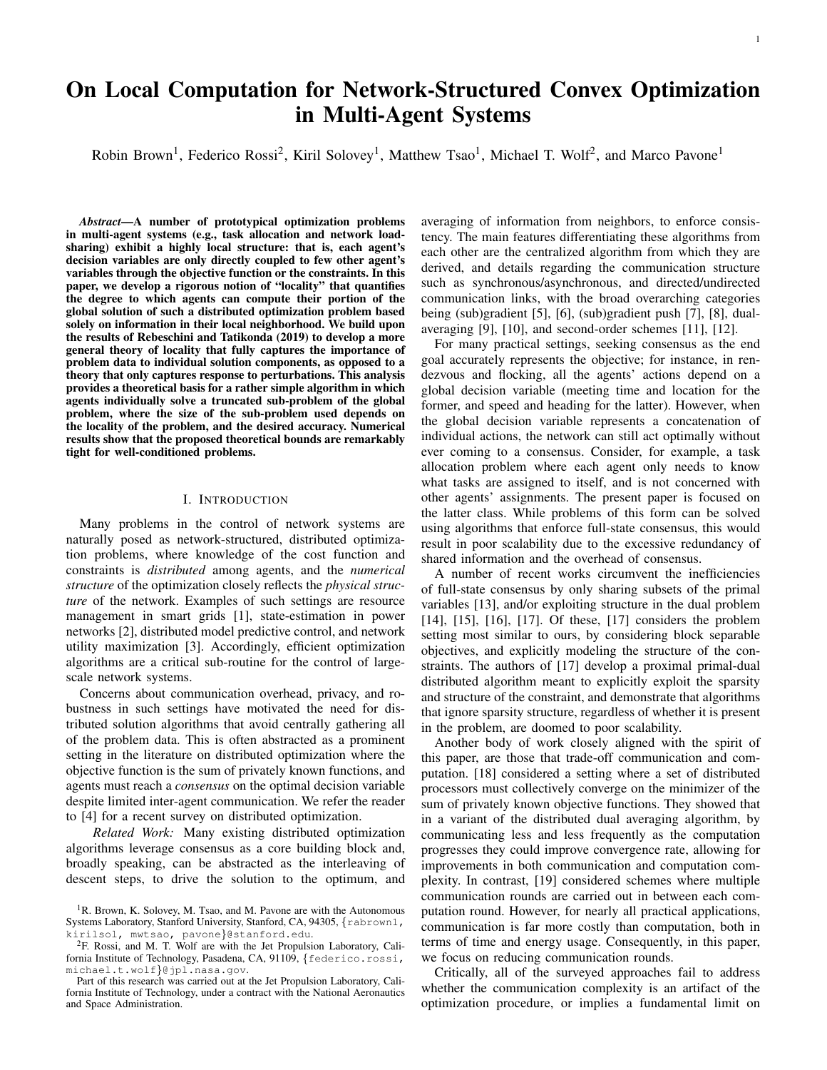# On Local Computation for Network-Structured Convex Optimization in Multi-Agent Systems

Robin Brown[1], Federico Rossi[2], Kiril Solovey[1], Matthew Tsao[1], Michael T. Wolf[2], and Marco Pavone[1]

***Abstract*—A number of prototypical optimization problems in multi-agent systems (e.g., task allocation and network load-sharing) exhibit a highly local structure: that is, each agent's decision variables are only directly coupled to few other agent's variables through the objective function or the constraints. In this paper, we develop a rigorous notion of "locality" that quantifies the degree to which agents can compute their portion of the global solution of such a distributed optimization problem based solely on information in their local neighborhood. We build upon the results of Rebeschini and Tatikonda (2019) to develop a more general theory of locality that fully captures the importance of problem data to individual solution components, as opposed to a theory that only captures response to perturbations. This analysis provides a theoretical basis for a rather simple algorithm in which agents individually solve a truncated sub-problem of the global problem, where the size of the sub-problem used depends on the locality of the problem, and the desired accuracy. Numerical results show that the proposed theoretical bounds are remarkably tight for well-conditioned problems.**

## I. Introduction

Many problems in the control of network systems are naturally posed as network-structured, distributed optimization problems, where knowledge of the cost function and constraints is *distributed* among agents, and the *numerical structure* of the optimization closely reflects the *physical structure* of the network. Examples of such settings are resource management in smart grids [1], state-estimation in power networks [2], distributed model predictive control, and network utility maximization [3]. Accordingly, efficient optimization algorithms are a critical sub-routine for the control of large-scale network systems.

Concerns about communication overhead, privacy, and robustness in such settings have motivated the need for distributed solution algorithms that avoid centrally gathering all of the problem data. This is often abstracted as a prominent setting in the literature on distributed optimization where the objective function is the sum of privately known functions, and agents must reach a *consensus* on the optimal decision variable despite limited inter-agent communication. We refer the reader to [4] for a recent survey on distributed optimization.

*Related Work:* Many existing distributed optimization algorithms leverage consensus as a core building block and, broadly speaking, can be abstracted as the interleaving of descent steps, to drive the solution to the optimum, and averaging of information from neighbors, to enforce consistency. The main features differentiating these algorithms from each other are the centralized algorithm from which they are derived, and details regarding the communication structure such as synchronous/asynchronous, and directed/undirected communication links, with the broad overarching categories being (sub)gradient [5], [6], (sub)gradient push [7], [8], dual-averaging [9], [10], and second-order schemes [11], [12].

For many practical settings, seeking consensus as the end goal accurately represents the objective; for instance, in rendezvous and flocking, all the agents' actions depend on a global decision variable (meeting time and location for the former, and speed and heading for the latter). However, when the global decision variable represents a concatenation of individual actions, the network can still act optimally without ever coming to a consensus. Consider, for example, a task allocation problem where each agent only needs to know what tasks are assigned to itself, and is not concerned with other agents' assignments. The present paper is focused on the latter class. While problems of this form can be solved using algorithms that enforce full-state consensus, this would result in poor scalability due to the excessive redundancy of shared information and the overhead of consensus.

A number of recent works circumvent the inefficiencies of full-state consensus by only sharing subsets of the primal variables [13], and/or exploiting structure in the dual problem [14], [15], [16], [17]. Of these, [17] considers the problem setting most similar to ours, by considering block separable objectives, and explicitly modeling the structure of the constraints. The authors of [17] develop a proximal primal-dual distributed algorithm meant to explicitly exploit the sparsity and structure of the constraint, and demonstrate that algorithms that ignore sparsity structure, regardless of whether it is present in the problem, are doomed to poor scalability.

Another body of work closely aligned with the spirit of this paper, are those that trade-off communication and computation. [18] considered a setting where a set of distributed processors must collectively converge on the minimizer of the sum of privately known objective functions. They showed that in a variant of the distributed dual averaging algorithm, by communicating less and less frequently as the computation progresses they could improve convergence rate, allowing for improvements in both communication and computation complexity. In contrast, [19] considered schemes where multiple communication rounds are carried out in between each computation round. However, for nearly all practical applications, communication is far more costly than computation, both in terms of time and energy usage. Consequently, in this paper, we focus on reducing communication rounds.

Critically, all of the surveyed approaches fail to address whether the communication complexity is an artifact of the optimization procedure, or implies a fundamental limit on

---

[1]R. Brown, K. Solovey, M. Tsao, and M. Pavone are with the Autonomous Systems Laboratory, Stanford University, Stanford, CA, 94305, {rabrown1, kirilsol, mwtsao, pavone}@stanford.edu.

[2]F. Rossi, and M. T. Wolf are with the Jet Propulsion Laboratory, California Institute of Technology, Pasadena, CA, 91109, {federico.rossi, michael.t.wolf}@jpl.nasa.gov.

Part of this research was carried out at the Jet Propulsion Laboratory, California Institute of Technology, under a contract with the National Aeronautics and Space Administration.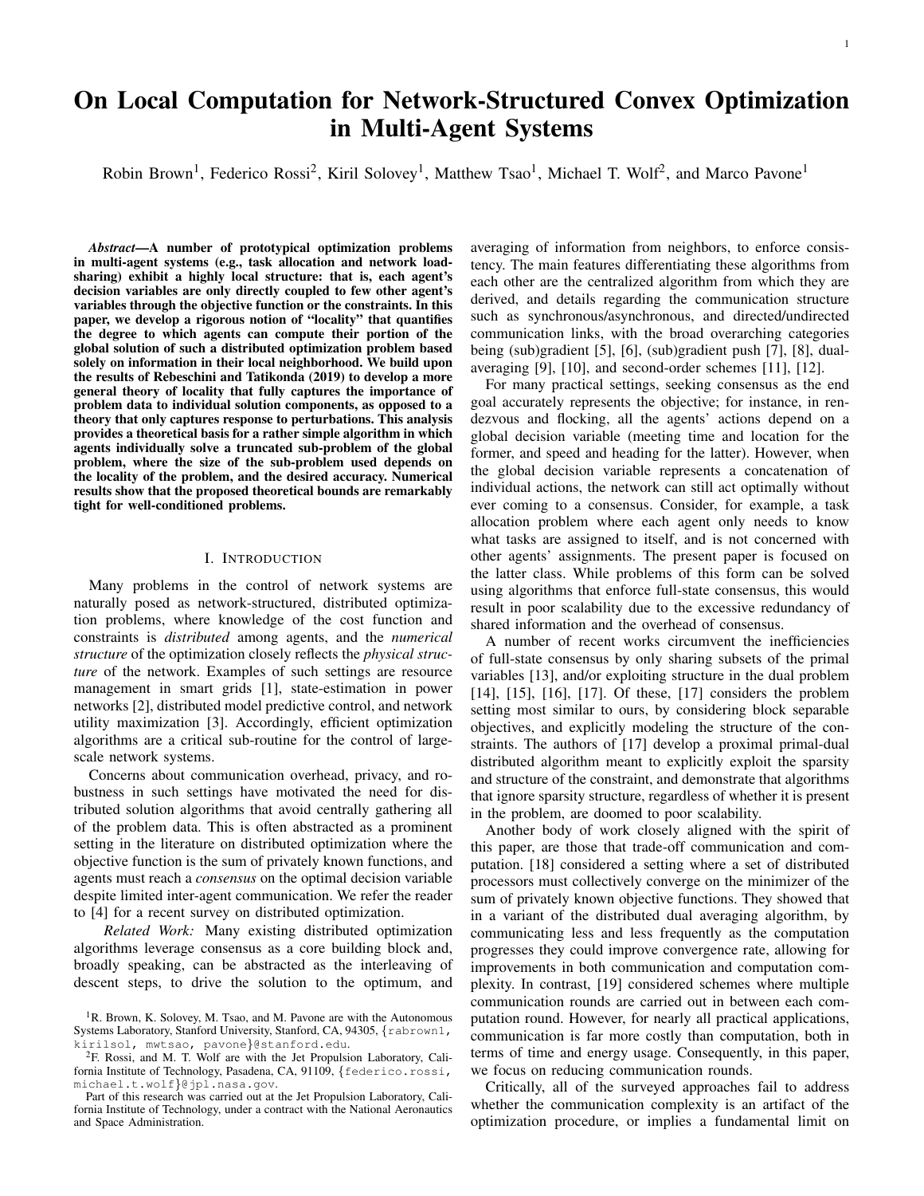# On Local Computation for Network-Structured Convex Optimization in Multi-Agent Systems

Robin Brown[1], Federico Rossi[2], Kiril Solovey[1], Matthew Tsao[1], Michael T. Wolf[2], and Marco Pavone[1]

***Abstract*—A number of prototypical optimization problems in multi-agent systems (e.g., task allocation and network load-sharing) exhibit a highly local structure: that is, each agent's decision variables are only directly coupled to few other agent's variables through the objective function or the constraints. In this paper, we develop a rigorous notion of "locality" that quantifies the degree to which agents can compute their portion of the global solution of such a distributed optimization problem based solely on information in their local neighborhood. We build upon the results of Rebeschini and Tatikonda (2019) to develop a more general theory of locality that fully captures the importance of problem data to individual solution components, as opposed to a theory that only captures response to perturbations. This analysis provides a theoretical basis for a rather simple algorithm in which agents individually solve a truncated sub-problem of the global problem, where the size of the sub-problem used depends on the locality of the problem, and the desired accuracy. Numerical results show that the proposed theoretical bounds are remarkably tight for well-conditioned problems.**

## I. Introduction

Many problems in the control of network systems are naturally posed as network-structured, distributed optimization problems, where knowledge of the cost function and constraints is *distributed* among agents, and the *numerical structure* of the optimization closely reflects the *physical structure* of the network. Examples of such settings are resource management in smart grids [1], state-estimation in power networks [2], distributed model predictive control, and network utility maximization [3]. Accordingly, efficient optimization algorithms are a critical sub-routine for the control of large-scale network systems.

Concerns about communication overhead, privacy, and robustness in such settings have motivated the need for distributed solution algorithms that avoid centrally gathering all of the problem data. This is often abstracted as a prominent setting in the literature on distributed optimization where the objective function is the sum of privately known functions, and agents must reach a *consensus* on the optimal decision variable despite limited inter-agent communication. We refer the reader to [4] for a recent survey on distributed optimization.

*Related Work:* Many existing distributed optimization algorithms leverage consensus as a core building block and, broadly speaking, can be abstracted as the interleaving of descent steps, to drive the solution to the optimum, and averaging of information from neighbors, to enforce consistency. The main features differentiating these algorithms from each other are the centralized algorithm from which they are derived, and details regarding the communication structure such as synchronous/asynchronous, and directed/undirected communication links, with the broad overarching categories being (sub)gradient [5], [6], (sub)gradient push [7], [8], dual-averaging [9], [10], and second-order schemes [11], [12].

For many practical settings, seeking consensus as the end goal accurately represents the objective; for instance, in rendezvous and flocking, all the agents' actions depend on a global decision variable (meeting time and location for the former, and speed and heading for the latter). However, when the global decision variable represents a concatenation of individual actions, the network can still act optimally without ever coming to a consensus. Consider, for example, a task allocation problem where each agent only needs to know what tasks are assigned to itself, and is not concerned with other agents' assignments. The present paper is focused on the latter class. While problems of this form can be solved using algorithms that enforce full-state consensus, this would result in poor scalability due to the excessive redundancy of shared information and the overhead of consensus.

A number of recent works circumvent the inefficiencies of full-state consensus by only sharing subsets of the primal variables [13], and/or exploiting structure in the dual problem [14], [15], [16], [17]. Of these, [17] considers the problem setting most similar to ours, by considering block separable objectives, and explicitly modeling the structure of the constraints. The authors of [17] develop a proximal primal-dual distributed algorithm meant to explicitly exploit the sparsity and structure of the constraint, and demonstrate that algorithms that ignore sparsity structure, regardless of whether it is present in the problem, are doomed to poor scalability.

Another body of work closely aligned with the spirit of this paper, are those that trade-off communication and computation. [18] considered a setting where a set of distributed processors must collectively converge on the minimizer of the sum of privately known objective functions. They showed that in a variant of the distributed dual averaging algorithm, by communicating less and less frequently as the computation progresses they could improve convergence rate, allowing for improvements in both communication and computation complexity. In contrast, [19] considered schemes where multiple communication rounds are carried out in between each computation round. However, for nearly all practical applications, communication is far more costly than computation, both in terms of time and energy usage. Consequently, in this paper, we focus on reducing communication rounds.

Critically, all of the surveyed approaches fail to address whether the communication complexity is an artifact of the optimization procedure, or implies a fundamental limit on

[1]R. Brown, K. Solovey, M. Tsao, and M. Pavone are with the Autonomous Systems Laboratory, Stanford University, Stanford, CA, 94305, {rabrown1, kirilsol, mwtsao, pavone}@stanford.edu.

[2]F. Rossi, and M. T. Wolf are with the Jet Propulsion Laboratory, California Institute of Technology, Pasadena, CA, 91109, {federico.rossi, michael.t.wolf}@jpl.nasa.gov.

Part of this research was carried out at the Jet Propulsion Laboratory, California Institute of Technology, under a contract with the National Aeronautics and Space Administration.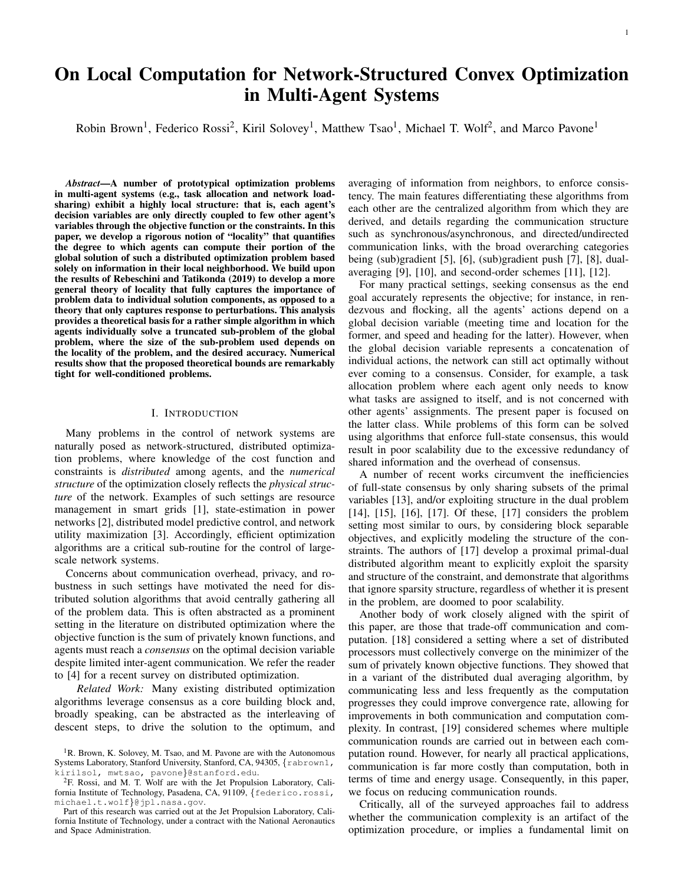# On Local Computation for Network-Structured Convex Optimization in Multi-Agent Systems

Robin Brown[1], Federico Rossi[2], Kiril Solovey[1], Matthew Tsao[1], Michael T. Wolf[2], and Marco Pavone[1]

***Abstract*—A number of prototypical optimization problems in multi-agent systems (e.g., task allocation and network load-sharing) exhibit a highly local structure: that is, each agent's decision variables are only directly coupled to few other agent's variables through the objective function or the constraints. In this paper, we develop a rigorous notion of "locality" that quantifies the degree to which agents can compute their portion of the global solution of such a distributed optimization problem based solely on information in their local neighborhood. We build upon the results of Rebeschini and Tatikonda (2019) to develop a more general theory of locality that fully captures the importance of problem data to individual solution components, as opposed to a theory that only captures response to perturbations. This analysis provides a theoretical basis for a rather simple algorithm in which agents individually solve a truncated sub-problem of the global problem, where the size of the sub-problem used depends on the locality of the problem, and the desired accuracy. Numerical results show that the proposed theoretical bounds are remarkably tight for well-conditioned problems.**

## I. Introduction

Many problems in the control of network systems are naturally posed as network-structured, distributed optimization problems, where knowledge of the cost function and constraints is *distributed* among agents, and the *numerical structure* of the optimization closely reflects the *physical structure* of the network. Examples of such settings are resource management in smart grids [1], state-estimation in power networks [2], distributed model predictive control, and network utility maximization [3]. Accordingly, efficient optimization algorithms are a critical sub-routine for the control of large-scale network systems.

Concerns about communication overhead, privacy, and robustness in such settings have motivated the need for distributed solution algorithms that avoid centrally gathering all of the problem data. This is often abstracted as a prominent setting in the literature on distributed optimization where the objective function is the sum of privately known functions, and agents must reach a *consensus* on the optimal decision variable despite limited inter-agent communication. We refer the reader to [4] for a recent survey on distributed optimization.

*Related Work:* Many existing distributed optimization algorithms leverage consensus as a core building block and, broadly speaking, can be abstracted as the interleaving of descent steps, to drive the solution to the optimum, and averaging of information from neighbors, to enforce consistency. The main features differentiating these algorithms from each other are the centralized algorithm from which they are derived, and details regarding the communication structure such as synchronous/asynchronous, and directed/undirected communication links, with the broad overarching categories being (sub)gradient [5], [6], (sub)gradient push [7], [8], dual-averaging [9], [10], and second-order schemes [11], [12].

For many practical settings, seeking consensus as the end goal accurately represents the objective; for instance, in rendezvous and flocking, all the agents' actions depend on a global decision variable (meeting time and location for the former, and speed and heading for the latter). However, when the global decision variable represents a concatenation of individual actions, the network can still act optimally without ever coming to a consensus. Consider, for example, a task allocation problem where each agent only needs to know what tasks are assigned to itself, and is not concerned with other agents' assignments. The present paper is focused on the latter class. While problems of this form can be solved using algorithms that enforce full-state consensus, this would result in poor scalability due to the excessive redundancy of shared information and the overhead of consensus.

A number of recent works circumvent the inefficiencies of full-state consensus by only sharing subsets of the primal variables [13], and/or exploiting structure in the dual problem [14], [15], [16], [17]. Of these, [17] considers the problem setting most similar to ours, by considering block separable objectives, and explicitly modeling the structure of the constraints. The authors of [17] develop a proximal primal-dual distributed algorithm meant to explicitly exploit the sparsity and structure of the constraint, and demonstrate that algorithms that ignore sparsity structure, regardless of whether it is present in the problem, are doomed to poor scalability.

Another body of work closely aligned with the spirit of this paper, are those that trade-off communication and computation. [18] considered a setting where a set of distributed processors must collectively converge on the minimizer of the sum of privately known objective functions. They showed that in a variant of the distributed dual averaging algorithm, by communicating less and less frequently as the computation progresses they could improve convergence rate, allowing for improvements in both communication and computation complexity. In contrast, [19] considered schemes where multiple communication rounds are carried out in between each computation round. However, for nearly all practical applications, communication is far more costly than computation, both in terms of time and energy usage. Consequently, in this paper, we focus on reducing communication rounds.

Critically, all of the surveyed approaches fail to address whether the communication complexity is an artifact of the optimization procedure, or implies a fundamental limit on

---

[1]R. Brown, K. Solovey, M. Tsao, and M. Pavone are with the Autonomous Systems Laboratory, Stanford University, Stanford, CA, 94305, {rabrown1, kirilsol, mwtsao, pavone}@stanford.edu.

[2]F. Rossi, and M. T. Wolf are with the Jet Propulsion Laboratory, California Institute of Technology, Pasadena, CA, 91109, {federico.rossi, michael.t.wolf}@jpl.nasa.gov.

Part of this research was carried out at the Jet Propulsion Laboratory, California Institute of Technology, under a contract with the National Aeronautics and Space Administration.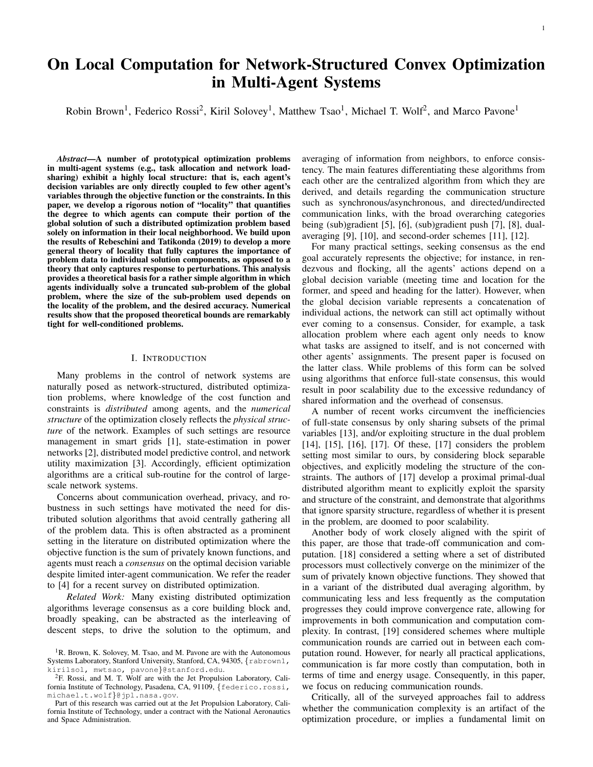# On Local Computation for Network-Structured Convex Optimization in Multi-Agent Systems

Robin Brown[1], Federico Rossi[2], Kiril Solovey[1], Matthew Tsao[1], Michael T. Wolf[2], and Marco Pavone[1]

***Abstract*—A number of prototypical optimization problems in multi-agent systems (e.g., task allocation and network load-sharing) exhibit a highly local structure: that is, each agent's decision variables are only directly coupled to few other agent's variables through the objective function or the constraints. In this paper, we develop a rigorous notion of "locality" that quantifies the degree to which agents can compute their portion of the global solution of such a distributed optimization problem based solely on information in their local neighborhood. We build upon the results of Rebeschini and Tatikonda (2019) to develop a more general theory of locality that fully captures the importance of problem data to individual solution components, as opposed to a theory that only captures response to perturbations. This analysis provides a theoretical basis for a rather simple algorithm in which agents individually solve a truncated sub-problem of the global problem, where the size of the sub-problem used depends on the locality of the problem, and the desired accuracy. Numerical results show that the proposed theoretical bounds are remarkably tight for well-conditioned problems.**

## I. Introduction

Many problems in the control of network systems are naturally posed as network-structured, distributed optimization problems, where knowledge of the cost function and constraints is *distributed* among agents, and the *numerical structure* of the optimization closely reflects the *physical structure* of the network. Examples of such settings are resource management in smart grids [1], state-estimation in power networks [2], distributed model predictive control, and network utility maximization [3]. Accordingly, efficient optimization algorithms are a critical sub-routine for the control of large-scale network systems.

Concerns about communication overhead, privacy, and robustness in such settings have motivated the need for distributed solution algorithms that avoid centrally gathering all of the problem data. This is often abstracted as a prominent setting in the literature on distributed optimization where the objective function is the sum of privately known functions, and agents must reach a *consensus* on the optimal decision variable despite limited inter-agent communication. We refer the reader to [4] for a recent survey on distributed optimization.

*Related Work:* Many existing distributed optimization algorithms leverage consensus as a core building block and, broadly speaking, can be abstracted as the interleaving of descent steps, to drive the solution to the optimum, and averaging of information from neighbors, to enforce consistency. The main features differentiating these algorithms from each other are the centralized algorithm from which they are derived, and details regarding the communication structure such as synchronous/asynchronous, and directed/undirected communication links, with the broad overarching categories being (sub)gradient [5], [6], (sub)gradient push [7], [8], dual-averaging [9], [10], and second-order schemes [11], [12].

For many practical settings, seeking consensus as the end goal accurately represents the objective; for instance, in rendezvous and flocking, all the agents' actions depend on a global decision variable (meeting time and location for the former, and speed and heading for the latter). However, when the global decision variable represents a concatenation of individual actions, the network can still act optimally without ever coming to a consensus. Consider, for example, a task allocation problem where each agent only needs to know what tasks are assigned to itself, and is not concerned with other agents' assignments. The present paper is focused on the latter class. While problems of this form can be solved using algorithms that enforce full-state consensus, this would result in poor scalability due to the excessive redundancy of shared information and the overhead of consensus.

A number of recent works circumvent the inefficiencies of full-state consensus by only sharing subsets of the primal variables [13], and/or exploiting structure in the dual problem [14], [15], [16], [17]. Of these, [17] considers the problem setting most similar to ours, by considering block separable objectives, and explicitly modeling the structure of the constraints. The authors of [17] develop a proximal primal-dual distributed algorithm meant to explicitly exploit the sparsity and structure of the constraint, and demonstrate that algorithms that ignore sparsity structure, regardless of whether it is present in the problem, are doomed to poor scalability.

Another body of work closely aligned with the spirit of this paper, are those that trade-off communication and computation. [18] considered a setting where a set of distributed processors must collectively converge on the minimizer of the sum of privately known objective functions. They showed that in a variant of the distributed dual averaging algorithm, by communicating less and less frequently as the computation progresses they could improve convergence rate, allowing for improvements in both communication and computation complexity. In contrast, [19] considered schemes where multiple communication rounds are carried out in between each computation round. However, for nearly all practical applications, communication is far more costly than computation, both in terms of time and energy usage. Consequently, in this paper, we focus on reducing communication rounds.

Critically, all of the surveyed approaches fail to address whether the communication complexity is an artifact of the optimization procedure, or implies a fundamental limit on

[1]R. Brown, K. Solovey, M. Tsao, and M. Pavone are with the Autonomous Systems Laboratory, Stanford University, Stanford, CA, 94305, {rabrown1, kirilsol, mwtsao, pavone}@stanford.edu.

[2]F. Rossi, and M. T. Wolf are with the Jet Propulsion Laboratory, California Institute of Technology, Pasadena, CA, 91109, {federico.rossi, michael.t.wolf}@jpl.nasa.gov.

Part of this research was carried out at the Jet Propulsion Laboratory, California Institute of Technology, under a contract with the National Aeronautics and Space Administration.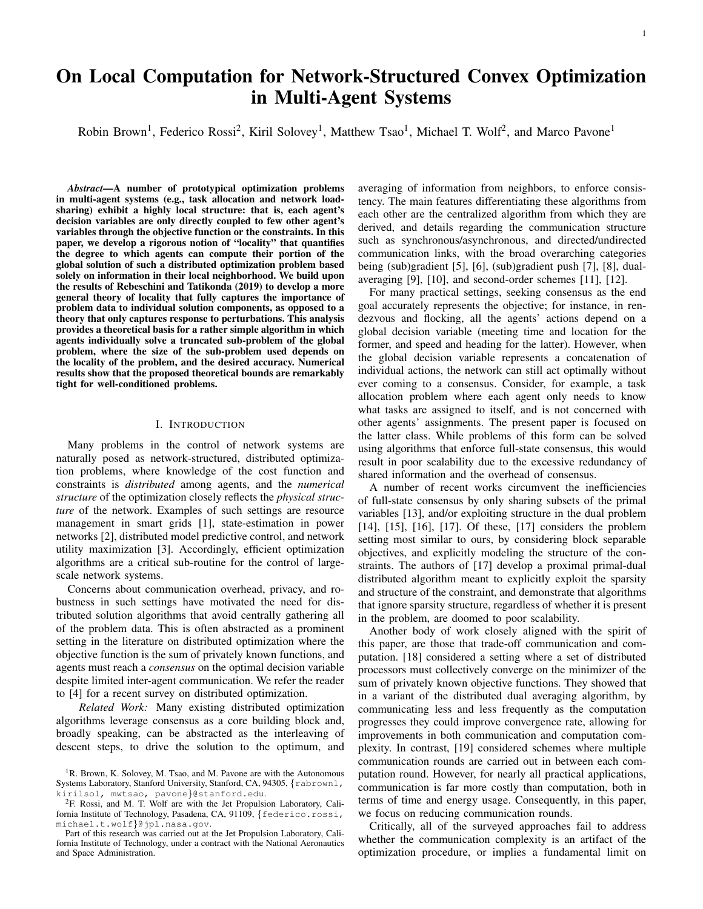# On Local Computation for Network-Structured Convex Optimization in Multi-Agent Systems

Robin Brown[1], Federico Rossi[2], Kiril Solovey[1], Matthew Tsao[1], Michael T. Wolf[2], and Marco Pavone[1]

***Abstract*—A number of prototypical optimization problems in multi-agent systems (e.g., task allocation and network load-sharing) exhibit a highly local structure: that is, each agent's decision variables are only directly coupled to few other agent's variables through the objective function or the constraints. In this paper, we develop a rigorous notion of "locality" that quantifies the degree to which agents can compute their portion of the global solution of such a distributed optimization problem based solely on information in their local neighborhood. We build upon the results of Rebeschini and Tatikonda (2019) to develop a more general theory of locality that fully captures the importance of problem data to individual solution components, as opposed to a theory that only captures response to perturbations. This analysis provides a theoretical basis for a rather simple algorithm in which agents individually solve a truncated sub-problem of the global problem, where the size of the sub-problem used depends on the locality of the problem, and the desired accuracy. Numerical results show that the proposed theoretical bounds are remarkably tight for well-conditioned problems.**

## I. Introduction

Many problems in the control of network systems are naturally posed as network-structured, distributed optimization problems, where knowledge of the cost function and constraints is *distributed* among agents, and the *numerical structure* of the optimization closely reflects the *physical structure* of the network. Examples of such settings are resource management in smart grids [1], state-estimation in power networks [2], distributed model predictive control, and network utility maximization [3]. Accordingly, efficient optimization algorithms are a critical sub-routine for the control of large-scale network systems.

Concerns about communication overhead, privacy, and robustness in such settings have motivated the need for distributed solution algorithms that avoid centrally gathering all of the problem data. This is often abstracted as a prominent setting in the literature on distributed optimization where the objective function is the sum of privately known functions, and agents must reach a *consensus* on the optimal decision variable despite limited inter-agent communication. We refer the reader to [4] for a recent survey on distributed optimization.

*Related Work:* Many existing distributed optimization algorithms leverage consensus as a core building block and, broadly speaking, can be abstracted as the interleaving of descent steps, to drive the solution to the optimum, and averaging of information from neighbors, to enforce consistency. The main features differentiating these algorithms from each other are the centralized algorithm from which they are derived, and details regarding the communication structure such as synchronous/asynchronous, and directed/undirected communication links, with the broad overarching categories being (sub)gradient [5], [6], (sub)gradient push [7], [8], dual-averaging [9], [10], and second-order schemes [11], [12].

For many practical settings, seeking consensus as the end goal accurately represents the objective; for instance, in rendezvous and flocking, all the agents' actions depend on a global decision variable (meeting time and location for the former, and speed and heading for the latter). However, when the global decision variable represents a concatenation of individual actions, the network can still act optimally without ever coming to a consensus. Consider, for example, a task allocation problem where each agent only needs to know what tasks are assigned to itself, and is not concerned with other agents' assignments. The present paper is focused on the latter class. While problems of this form can be solved using algorithms that enforce full-state consensus, this would result in poor scalability due to the excessive redundancy of shared information and the overhead of consensus.

A number of recent works circumvent the inefficiencies of full-state consensus by only sharing subsets of the primal variables [13], and/or exploiting structure in the dual problem [14], [15], [16], [17]. Of these, [17] considers the problem setting most similar to ours, by considering block separable objectives, and explicitly modeling the structure of the constraints. The authors of [17] develop a proximal primal-dual distributed algorithm meant to explicitly exploit the sparsity and structure of the constraint, and demonstrate that algorithms that ignore sparsity structure, regardless of whether it is present in the problem, are doomed to poor scalability.

Another body of work closely aligned with the spirit of this paper, are those that trade-off communication and computation. [18] considered a setting where a set of distributed processors must collectively converge on the minimizer of the sum of privately known objective functions. They showed that in a variant of the distributed dual averaging algorithm, by communicating less and less frequently as the computation progresses they could improve convergence rate, allowing for improvements in both communication and computation complexity. In contrast, [19] considered schemes where multiple communication rounds are carried out in between each computation round. However, for nearly all practical applications, communication is far more costly than computation, both in terms of time and energy usage. Consequently, in this paper, we focus on reducing communication rounds.

Critically, all of the surveyed approaches fail to address whether the communication complexity is an artifact of the optimization procedure, or implies a fundamental limit on

[1]R. Brown, K. Solovey, M. Tsao, and M. Pavone are with the Autonomous Systems Laboratory, Stanford University, Stanford, CA, 94305, {rabrown1, kirilsol, mwtsao, pavone}@stanford.edu.

[2]F. Rossi, and M. T. Wolf are with the Jet Propulsion Laboratory, California Institute of Technology, Pasadena, CA, 91109, {federico.rossi, michael.t.wolf}@jpl.nasa.gov.

Part of this research was carried out at the Jet Propulsion Laboratory, California Institute of Technology, under a contract with the National Aeronautics and Space Administration.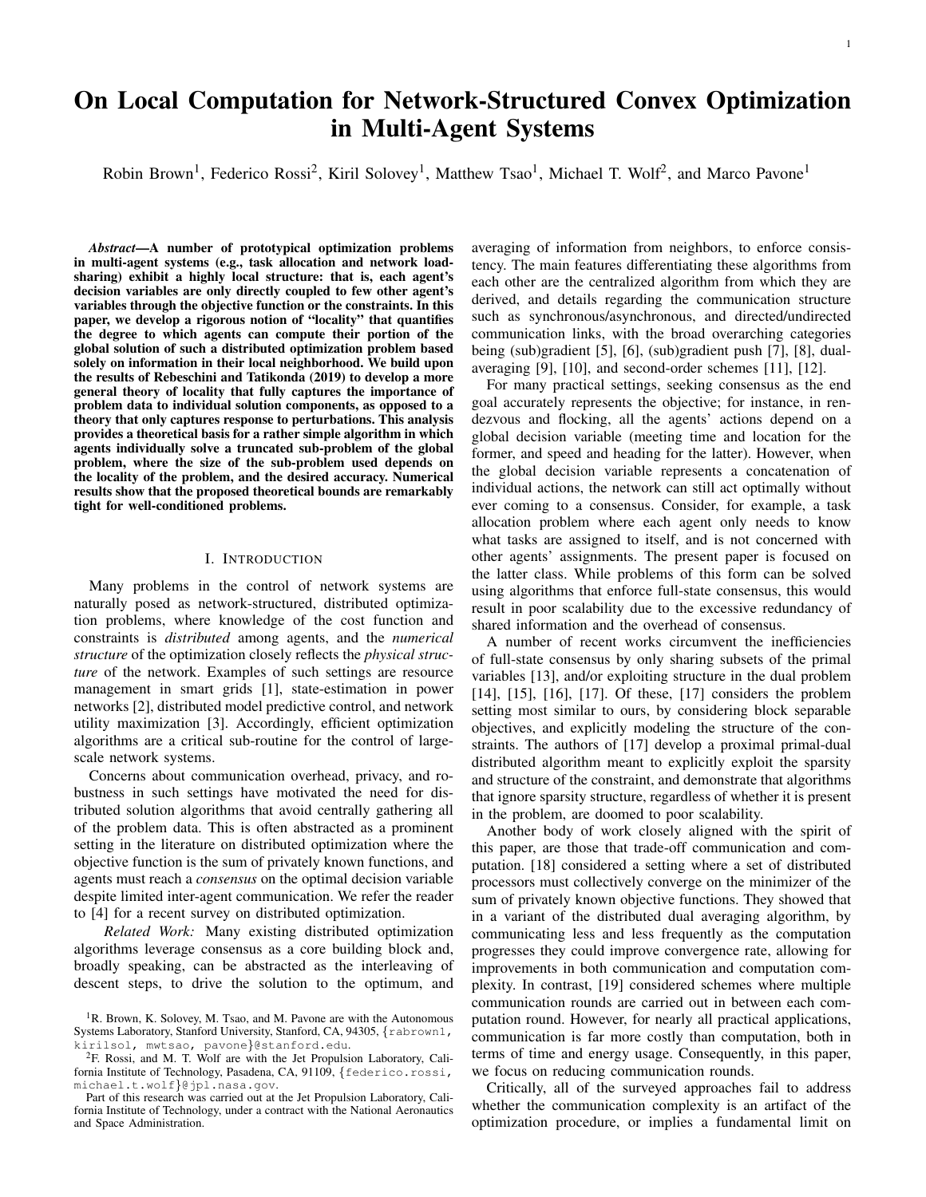# On Local Computation for Network-Structured Convex Optimization in Multi-Agent Systems

Robin Brown[1], Federico Rossi[2], Kiril Solovey[1], Matthew Tsao[1], Michael T. Wolf[2], and Marco Pavone[1]

***Abstract*—A number of prototypical optimization problems in multi-agent systems (e.g., task allocation and network load-sharing) exhibit a highly local structure: that is, each agent's decision variables are only directly coupled to few other agent's variables through the objective function or the constraints. In this paper, we develop a rigorous notion of "locality" that quantifies the degree to which agents can compute their portion of the global solution of such a distributed optimization problem based solely on information in their local neighborhood. We build upon the results of Rebeschini and Tatikonda (2019) to develop a more general theory of locality that fully captures the importance of problem data to individual solution components, as opposed to a theory that only captures response to perturbations. This analysis provides a theoretical basis for a rather simple algorithm in which agents individually solve a truncated sub-problem of the global problem, where the size of the sub-problem used depends on the locality of the problem, and the desired accuracy. Numerical results show that the proposed theoretical bounds are remarkably tight for well-conditioned problems.**

## I. Introduction

Many problems in the control of network systems are naturally posed as network-structured, distributed optimization problems, where knowledge of the cost function and constraints is *distributed* among agents, and the *numerical structure* of the optimization closely reflects the *physical structure* of the network. Examples of such settings are resource management in smart grids [1], state-estimation in power networks [2], distributed model predictive control, and network utility maximization [3]. Accordingly, efficient optimization algorithms are a critical sub-routine for the control of large-scale network systems.

Concerns about communication overhead, privacy, and robustness in such settings have motivated the need for distributed solution algorithms that avoid centrally gathering all of the problem data. This is often abstracted as a prominent setting in the literature on distributed optimization where the objective function is the sum of privately known functions, and agents must reach a *consensus* on the optimal decision variable despite limited inter-agent communication. We refer the reader to [4] for a recent survey on distributed optimization.

*Related Work:* Many existing distributed optimization algorithms leverage consensus as a core building block and, broadly speaking, can be abstracted as the interleaving of descent steps, to drive the solution to the optimum, and averaging of information from neighbors, to enforce consistency. The main features differentiating these algorithms from each other are the centralized algorithm from which they are derived, and details regarding the communication structure such as synchronous/asynchronous, and directed/undirected communication links, with the broad overarching categories being (sub)gradient [5], [6], (sub)gradient push [7], [8], dual-averaging [9], [10], and second-order schemes [11], [12].

For many practical settings, seeking consensus as the end goal accurately represents the objective; for instance, in rendezvous and flocking, all the agents' actions depend on a global decision variable (meeting time and location for the former, and speed and heading for the latter). However, when the global decision variable represents a concatenation of individual actions, the network can still act optimally without ever coming to a consensus. Consider, for example, a task allocation problem where each agent only needs to know what tasks are assigned to itself, and is not concerned with other agents' assignments. The present paper is focused on the latter class. While problems of this form can be solved using algorithms that enforce full-state consensus, this would result in poor scalability due to the excessive redundancy of shared information and the overhead of consensus.

A number of recent works circumvent the inefficiencies of full-state consensus by only sharing subsets of the primal variables [13], and/or exploiting structure in the dual problem [14], [15], [16], [17]. Of these, [17] considers the problem setting most similar to ours, by considering block separable objectives, and explicitly modeling the structure of the constraints. The authors of [17] develop a proximal primal-dual distributed algorithm meant to explicitly exploit the sparsity and structure of the constraint, and demonstrate that algorithms that ignore sparsity structure, regardless of whether it is present in the problem, are doomed to poor scalability.

Another body of work closely aligned with the spirit of this paper, are those that trade-off communication and computation. [18] considered a setting where a set of distributed processors must collectively converge on the minimizer of the sum of privately known objective functions. They showed that in a variant of the distributed dual averaging algorithm, by communicating less and less frequently as the computation progresses they could improve convergence rate, allowing for improvements in both communication and computation complexity. In contrast, [19] considered schemes where multiple communication rounds are carried out in between each computation round. However, for nearly all practical applications, communication is far more costly than computation, both in terms of time and energy usage. Consequently, in this paper, we focus on reducing communication rounds.

Critically, all of the surveyed approaches fail to address whether the communication complexity is an artifact of the optimization procedure, or implies a fundamental limit on

---

[1]R. Brown, K. Solovey, M. Tsao, and M. Pavone are with the Autonomous Systems Laboratory, Stanford University, Stanford, CA, 94305, {rabrown1, kirilsol, mwtsao, pavone}@stanford.edu.

[2]F. Rossi, and M. T. Wolf are with the Jet Propulsion Laboratory, California Institute of Technology, Pasadena, CA, 91109, {federico.rossi, michael.t.wolf}@jpl.nasa.gov.

Part of this research was carried out at the Jet Propulsion Laboratory, California Institute of Technology, under a contract with the National Aeronautics and Space Administration.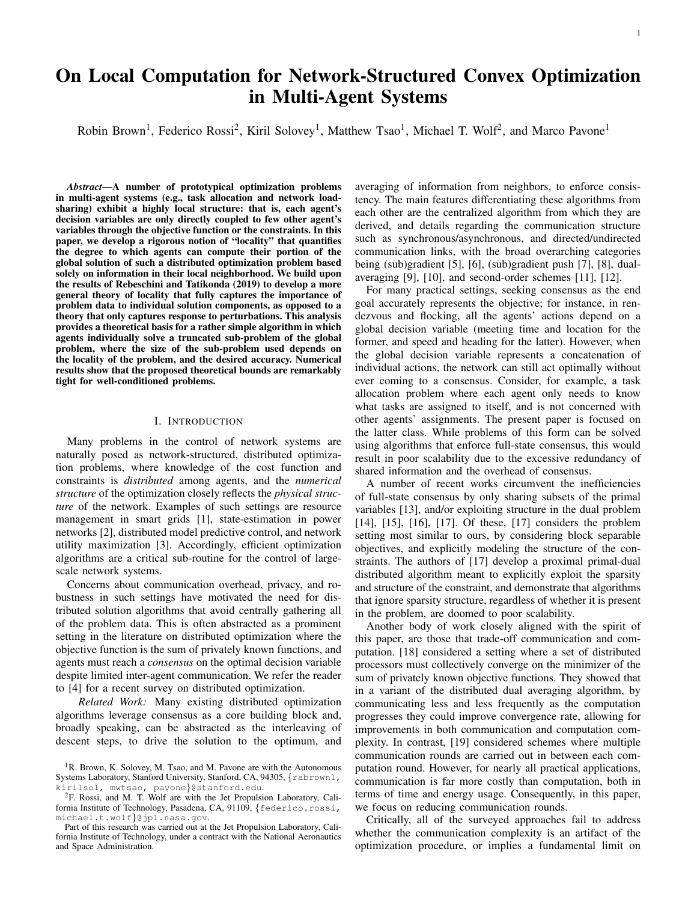# On Local Computation for Network-Structured Convex Optimization in Multi-Agent Systems

Robin Brown[1], Federico Rossi[2], Kiril Solovey[1], Matthew Tsao[1], Michael T. Wolf[2], and Marco Pavone[1]

***Abstract*—A number of prototypical optimization problems in multi-agent systems (e.g., task allocation and network load-sharing) exhibit a highly local structure: that is, each agent's decision variables are only directly coupled to few other agent's variables through the objective function or the constraints. In this paper, we develop a rigorous notion of "locality" that quantifies the degree to which agents can compute their portion of the global solution of such a distributed optimization problem based solely on information in their local neighborhood. We build upon the results of Rebeschini and Tatikonda (2019) to develop a more general theory of locality that fully captures the importance of problem data to individual solution components, as opposed to a theory that only captures response to perturbations. This analysis provides a theoretical basis for a rather simple algorithm in which agents individually solve a truncated sub-problem of the global problem, where the size of the sub-problem used depends on the locality of the problem, and the desired accuracy. Numerical results show that the proposed theoretical bounds are remarkably tight for well-conditioned problems.**

## I. Introduction

Many problems in the control of network systems are naturally posed as network-structured, distributed optimization problems, where knowledge of the cost function and constraints is *distributed* among agents, and the *numerical structure* of the optimization closely reflects the *physical structure* of the network. Examples of such settings are resource management in smart grids [1], state-estimation in power networks [2], distributed model predictive control, and network utility maximization [3]. Accordingly, efficient optimization algorithms are a critical sub-routine for the control of large-scale network systems.

Concerns about communication overhead, privacy, and robustness in such settings have motivated the need for distributed solution algorithms that avoid centrally gathering all of the problem data. This is often abstracted as a prominent setting in the literature on distributed optimization where the objective function is the sum of privately known functions, and agents must reach a *consensus* on the optimal decision variable despite limited inter-agent communication. We refer the reader to [4] for a recent survey on distributed optimization.

*Related Work:* Many existing distributed optimization algorithms leverage consensus as a core building block and, broadly speaking, can be abstracted as the interleaving of descent steps, to drive the solution to the optimum, and averaging of information from neighbors, to enforce consistency. The main features differentiating these algorithms from each other are the centralized algorithm from which they are derived, and details regarding the communication structure such as synchronous/asynchronous, and directed/undirected communication links, with the broad overarching categories being (sub)gradient [5], [6], (sub)gradient push [7], [8], dual-averaging [9], [10], and second-order schemes [11], [12].

For many practical settings, seeking consensus as the end goal accurately represents the objective; for instance, in rendezvous and flocking, all the agents' actions depend on a global decision variable (meeting time and location for the former, and speed and heading for the latter). However, when the global decision variable represents a concatenation of individual actions, the network can still act optimally without ever coming to a consensus. Consider, for example, a task allocation problem where each agent only needs to know what tasks are assigned to itself, and is not concerned with other agents' assignments. The present paper is focused on the latter class. While problems of this form can be solved using algorithms that enforce full-state consensus, this would result in poor scalability due to the excessive redundancy of shared information and the overhead of consensus.

A number of recent works circumvent the inefficiencies of full-state consensus by only sharing subsets of the primal variables [13], and/or exploiting structure in the dual problem [14], [15], [16], [17]. Of these, [17] considers the problem setting most similar to ours, by considering block separable objectives, and explicitly modeling the structure of the constraints. The authors of [17] develop a proximal primal-dual distributed algorithm meant to explicitly exploit the sparsity and structure of the constraint, and demonstrate that algorithms that ignore sparsity structure, regardless of whether it is present in the problem, are doomed to poor scalability.

Another body of work closely aligned with the spirit of this paper, are those that trade-off communication and computation. [18] considered a setting where a set of distributed processors must collectively converge on the minimizer of the sum of privately known objective functions. They showed that in a variant of the distributed dual averaging algorithm, by communicating less and less frequently as the computation progresses they could improve convergence rate, allowing for improvements in both communication and computation complexity. In contrast, [19] considered schemes where multiple communication rounds are carried out in between each computation round. However, for nearly all practical applications, communication is far more costly than computation, both in terms of time and energy usage. Consequently, in this paper, we focus on reducing communication rounds.

Critically, all of the surveyed approaches fail to address whether the communication complexity is an artifact of the optimization procedure, or implies a fundamental limit on

[1]R. Brown, K. Solovey, M. Tsao, and M. Pavone are with the Autonomous Systems Laboratory, Stanford University, Stanford, CA, 94305, {rabrown1, kirilsol, mwtsao, pavone}@stanford.edu.

[2]F. Rossi, and M. T. Wolf are with the Jet Propulsion Laboratory, California Institute of Technology, Pasadena, CA, 91109, {federico.rossi, michael.t.wolf}@jpl.nasa.gov.

Part of this research was carried out at the Jet Propulsion Laboratory, California Institute of Technology, under a contract with the National Aeronautics and Space Administration.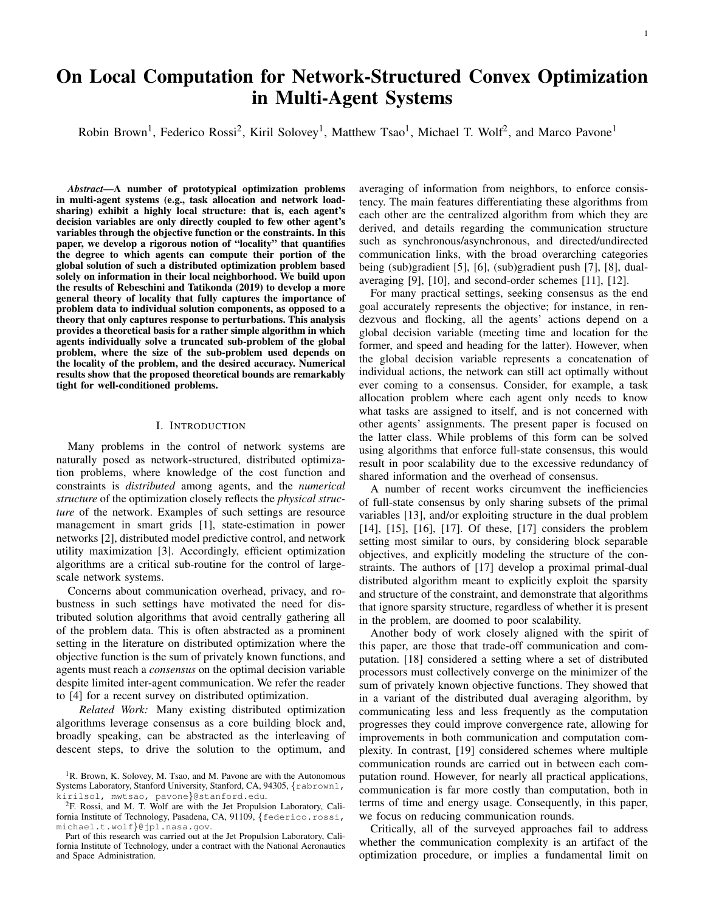# On Local Computation for Network-Structured Convex Optimization in Multi-Agent Systems

Robin Brown[1], Federico Rossi[2], Kiril Solovey[1], Matthew Tsao[1], Michael T. Wolf[2], and Marco Pavone[1]

***Abstract*—A number of prototypical optimization problems in multi-agent systems (e.g., task allocation and network load-sharing) exhibit a highly local structure: that is, each agent's decision variables are only directly coupled to few other agent's variables through the objective function or the constraints. In this paper, we develop a rigorous notion of "locality" that quantifies the degree to which agents can compute their portion of the global solution of such a distributed optimization problem based solely on information in their local neighborhood. We build upon the results of Rebeschini and Tatikonda (2019) to develop a more general theory of locality that fully captures the importance of problem data to individual solution components, as opposed to a theory that only captures response to perturbations. This analysis provides a theoretical basis for a rather simple algorithm in which agents individually solve a truncated sub-problem of the global problem, where the size of the sub-problem used depends on the locality of the problem, and the desired accuracy. Numerical results show that the proposed theoretical bounds are remarkably tight for well-conditioned problems.**

## I. Introduction

Many problems in the control of network systems are naturally posed as network-structured, distributed optimization problems, where knowledge of the cost function and constraints is *distributed* among agents, and the *numerical structure* of the optimization closely reflects the *physical structure* of the network. Examples of such settings are resource management in smart grids [1], state-estimation in power networks [2], distributed model predictive control, and network utility maximization [3]. Accordingly, efficient optimization algorithms are a critical sub-routine for the control of large-scale network systems.

Concerns about communication overhead, privacy, and robustness in such settings have motivated the need for distributed solution algorithms that avoid centrally gathering all of the problem data. This is often abstracted as a prominent setting in the literature on distributed optimization where the objective function is the sum of privately known functions, and agents must reach a *consensus* on the optimal decision variable despite limited inter-agent communication. We refer the reader to [4] for a recent survey on distributed optimization.

*Related Work:* Many existing distributed optimization algorithms leverage consensus as a core building block and, broadly speaking, can be abstracted as the interleaving of descent steps, to drive the solution to the optimum, and averaging of information from neighbors, to enforce consistency. The main features differentiating these algorithms from each other are the centralized algorithm from which they are derived, and details regarding the communication structure such as synchronous/asynchronous, and directed/undirected communication links, with the broad overarching categories being (sub)gradient [5], [6], (sub)gradient push [7], [8], dual-averaging [9], [10], and second-order schemes [11], [12].

For many practical settings, seeking consensus as the end goal accurately represents the objective; for instance, in rendezvous and flocking, all the agents' actions depend on a global decision variable (meeting time and location for the former, and speed and heading for the latter). However, when the global decision variable represents a concatenation of individual actions, the network can still act optimally without ever coming to a consensus. Consider, for example, a task allocation problem where each agent only needs to know what tasks are assigned to itself, and is not concerned with other agents' assignments. The present paper is focused on the latter class. While problems of this form can be solved using algorithms that enforce full-state consensus, this would result in poor scalability due to the excessive redundancy of shared information and the overhead of consensus.

A number of recent works circumvent the inefficiencies of full-state consensus by only sharing subsets of the primal variables [13], and/or exploiting structure in the dual problem [14], [15], [16], [17]. Of these, [17] considers the problem setting most similar to ours, by considering block separable objectives, and explicitly modeling the structure of the constraints. The authors of [17] develop a proximal primal-dual distributed algorithm meant to explicitly exploit the sparsity and structure of the constraint, and demonstrate that algorithms that ignore sparsity structure, regardless of whether it is present in the problem, are doomed to poor scalability.

Another body of work closely aligned with the spirit of this paper, are those that trade-off communication and computation. [18] considered a setting where a set of distributed processors must collectively converge on the minimizer of the sum of privately known objective functions. They showed that in a variant of the distributed dual averaging algorithm, by communicating less and less frequently as the computation progresses they could improve convergence rate, allowing for improvements in both communication and computation complexity. In contrast, [19] considered schemes where multiple communication rounds are carried out in between each computation round. However, for nearly all practical applications, communication is far more costly than computation, both in terms of time and energy usage. Consequently, in this paper, we focus on reducing communication rounds.

Critically, all of the surveyed approaches fail to address whether the communication complexity is an artifact of the optimization procedure, or implies a fundamental limit on

[1]R. Brown, K. Solovey, M. Tsao, and M. Pavone are with the Autonomous Systems Laboratory, Stanford University, Stanford, CA, 94305, {rabrown1, kirilsol, mwtsao, pavone}@stanford.edu.

[2]F. Rossi, and M. T. Wolf are with the Jet Propulsion Laboratory, California Institute of Technology, Pasadena, CA, 91109, {federico.rossi, michael.t.wolf}@jpl.nasa.gov.

Part of this research was carried out at the Jet Propulsion Laboratory, California Institute of Technology, under a contract with the National Aeronautics and Space Administration.